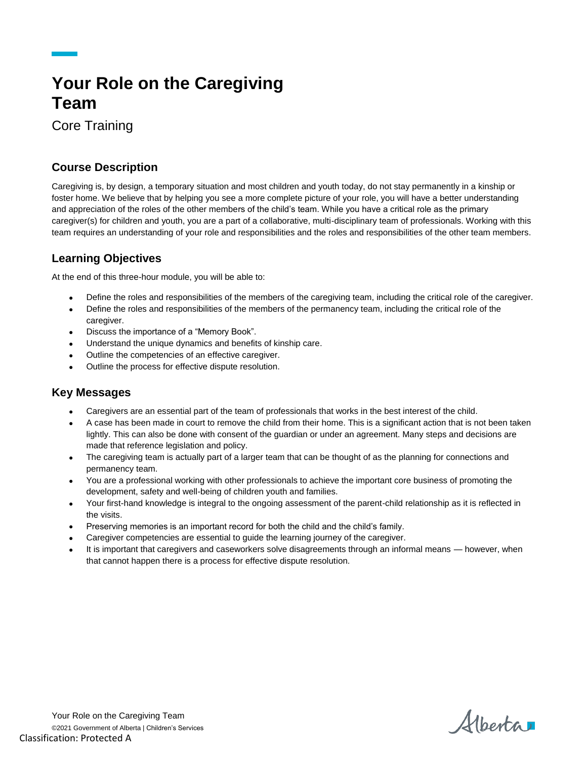# Your Role on the Caregiving Team

Core Training

## Course Description

Caregiving is, by design, a temporary situation and most children and youth today, do not stay permanently in a kinship or foster home. We believe that by helping you see a more complete picture of your role, you will have a better understanding and appreciation of the roles of the other members of the child's team. While you have a critical role as the primary caregiver(s) for children and youth, you are a part of a collaborative, multi-disciplinary team of professionals. Working with this team requires an understanding of your role and responsibilities and the roles and responsibilities of the other team members.

## Learning Objectives

At the end of this three-hour module, you will be able to:

- Define the roles and responsibilities of the members of the caregiving team, including the critical role of the caregiver.
- Define the roles and responsibilities of the members of the permanency team, including the critical role of the caregiver.
- Discuss the importance of a "Memory Book".
- Understand the unique dynamics and benefits of kinship care.
- Outline the competencies of an effective caregiver.
- Outline the process for effective dispute resolution.

## Key Messages

- Caregivers are an essential part of the team of professionals that works in the best interest of the child.
- A case has been made in court to remove the child from their home. This is a significant action that is not been taken lightly. This can also be done with consent of the guardian or under an agreement. Many steps and decisions are made that reference legislation and policy.
- The caregiving team is actually part of a larger team that can be thought of as the planning for connections and permanency team.
- You are a professional working with other professionals to achieve the important core business of promoting the development, safety and well-being of children youth and families.
- Your first-hand knowledge is integral to the ongoing assessment of the parent-child relationship as it is reflected in the visits.
- Preserving memories is an important record for both the child and the child's family.
- Caregiver competencies are essential to guide the learning journey of the caregiver.
- It is important that caregivers and caseworkers solve disagreements through an informal means — however, when that cannot happen there is a process for effective dispute resolution.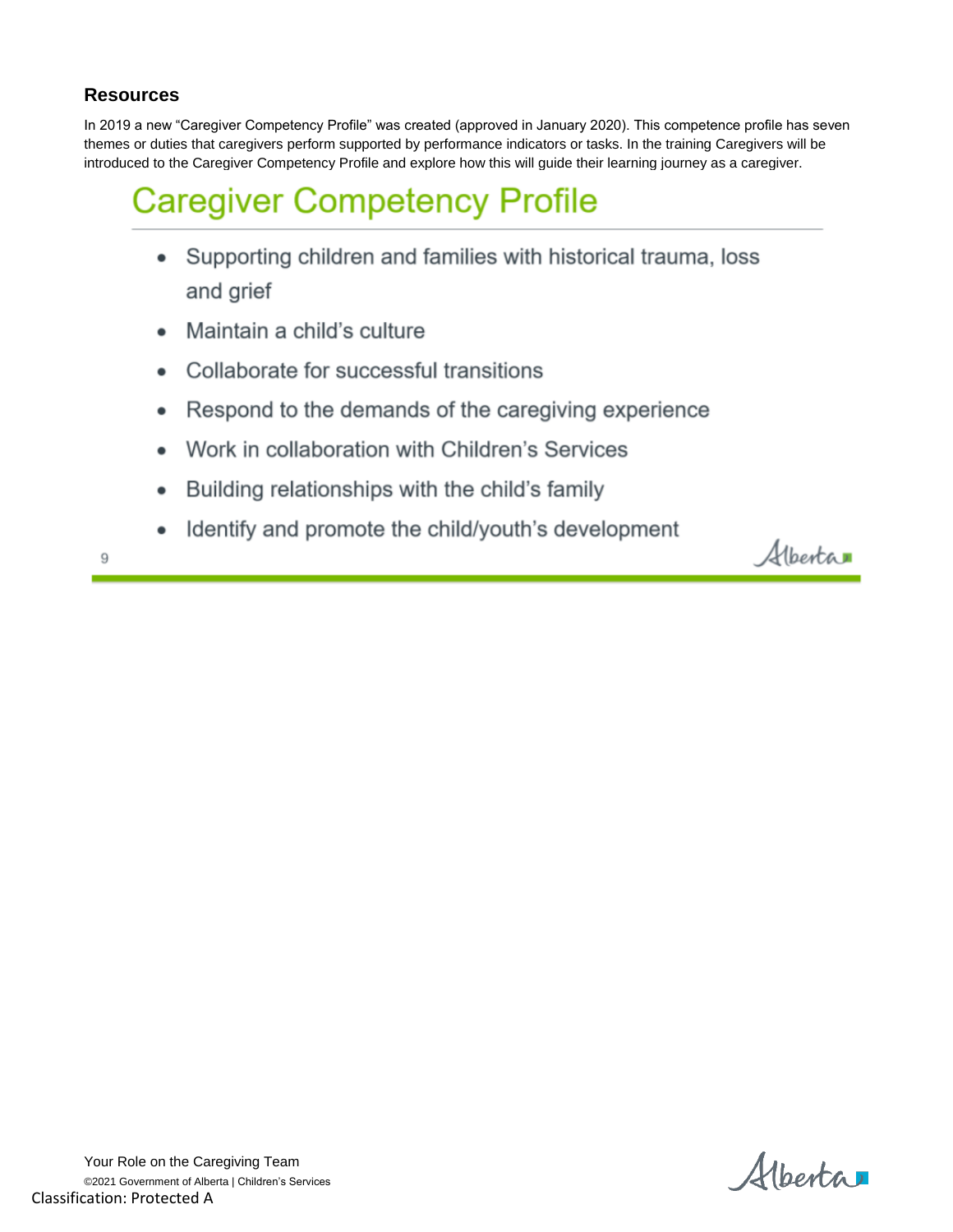### Resources

In 2019 a new "Caregiver Competency Profile" was created (approved in January 2020). This competence profile has seven themes or duties that caregivers perform supported by performance indicators or tasks. In the training Caregivers will be introduced to the Caregiver Competency Profile and explore how this will guide their learning journey as a caregiver.

## Caregiver Competency Profile

- Supporting children and families with historical trauma, loss and grief
- Maintain a child's culture
- Collaborate for successful transitions
- Respond to the demands of the caregiving experience
- Work in collaboration with Children's Services
- Building relationships with the child's family
- Identify and promote the child/youth's development